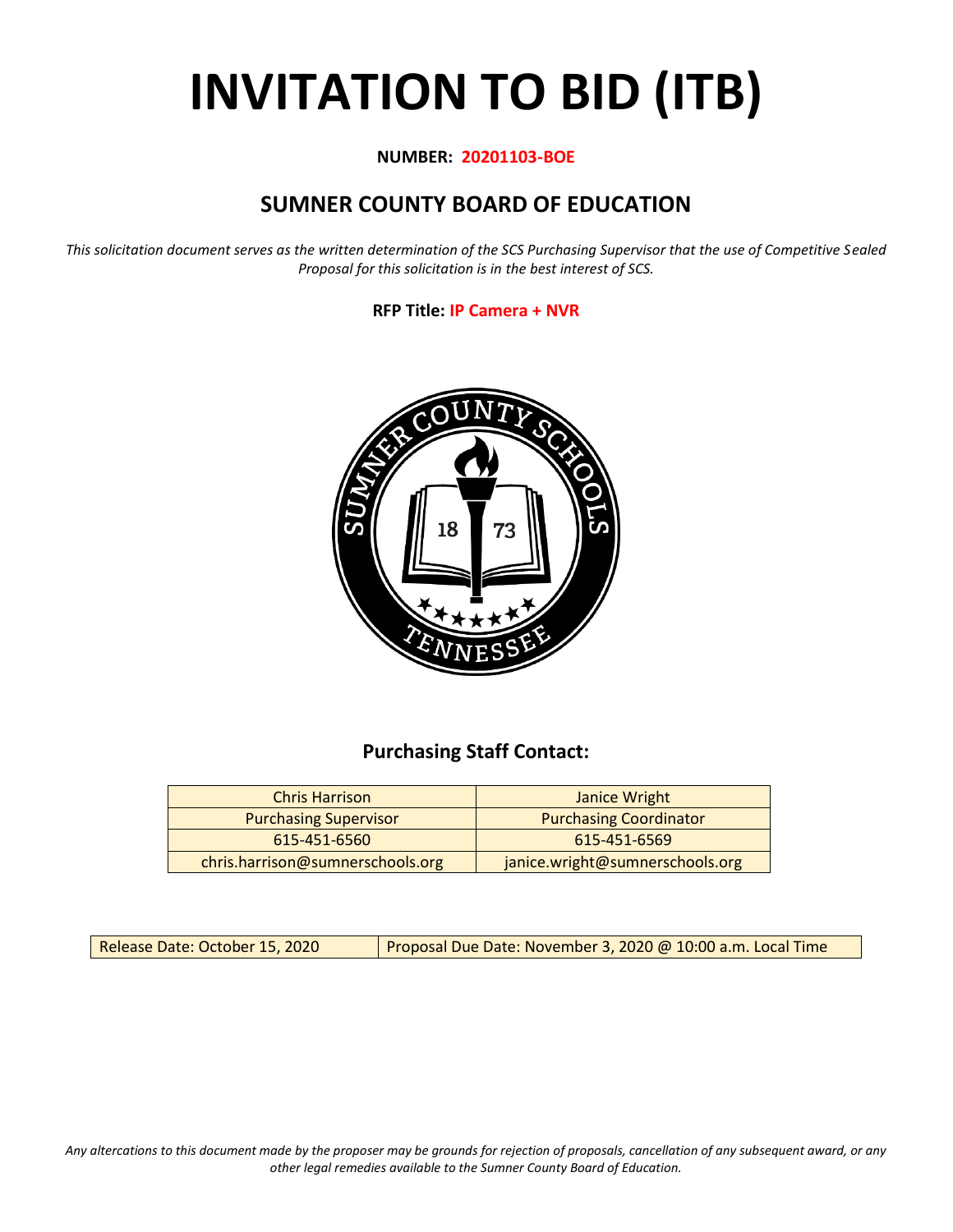# INVITATION TO BID (ITB)

**NUMBER: 20201103-BOE**

## SUMNER COUNTY BOARD OF EDUCATION

*This solicitation document serves as the written determination of the SCS Purchasing Supervisor that the use of Competitive Sealed Proposal for this solicitation is in the best interest of SCS.*

**RFP Title: IP Camera + NVR**

### Purchasing Staff Contact:

| Chris Harrison | Janice Wright |
|---|---|
| Purchasing Supervisor | Purchasing Coordinator |
| 615-451-6560 | 615-451-6569 |
| chris.harrison@sumnerschools.org | janice.wright@sumnerschools.org |

| Release Date: October 15, 2020 | Proposal Due Date: November 3, 2020 @ 10:00 a.m. Local Time |
|---|---|

*Any altercations to this document made by the proposer may be grounds for rejection of proposals, cancellation of any subsequent award, or any other legal remedies available to the Sumner County Board of Education.*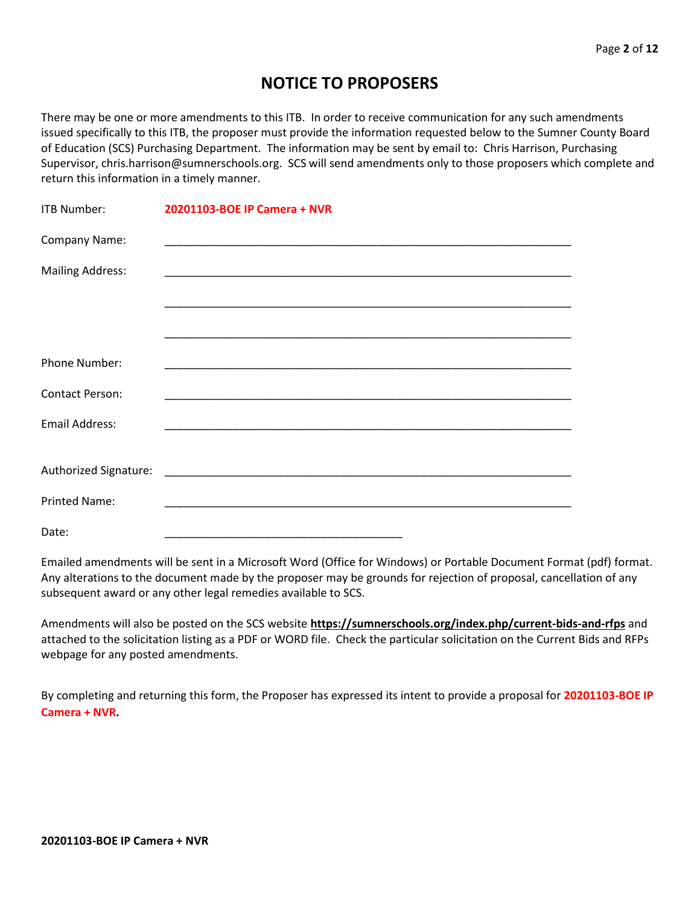# NOTICE TO PROPOSERS

There may be one or more amendments to this ITB. In order to receive communication for any such amendments issued specifically to this ITB, the proposer must provide the information requested below to the Sumner County Board of Education (SCS) Purchasing Department. The information may be sent by email to: Chris Harrison, Purchasing Supervisor, chris.harrison@sumnerschools.org. SCS will send amendments only to those proposers which complete and return this information in a timely manner.

ITB Number: **20201103-BOE IP Camera + NVR**

Company Name: ____________________________________________________________________

Mailing Address: ____________________________________________________________________

____________________________________________________________________

____________________________________________________________________

Phone Number: ____________________________________________________________________

Contact Person: ____________________________________________________________________

Email Address: ____________________________________________________________________

Authorized Signature: ____________________________________________________________________

Printed Name: ____________________________________________________________________

Date: ________________________________________

Emailed amendments will be sent in a Microsoft Word (Office for Windows) or Portable Document Format (pdf) format. Any alterations to the document made by the proposer may be grounds for rejection of proposal, cancellation of any subsequent award or any other legal remedies available to SCS.

Amendments will also be posted on the SCS website **https://sumnerschools.org/index.php/current-bids-and-rfps** and attached to the solicitation listing as a PDF or WORD file. Check the particular solicitation on the Current Bids and RFPs webpage for any posted amendments.

By completing and returning this form, the Proposer has expressed its intent to provide a proposal for **20201103-BOE IP Camera + NVR.**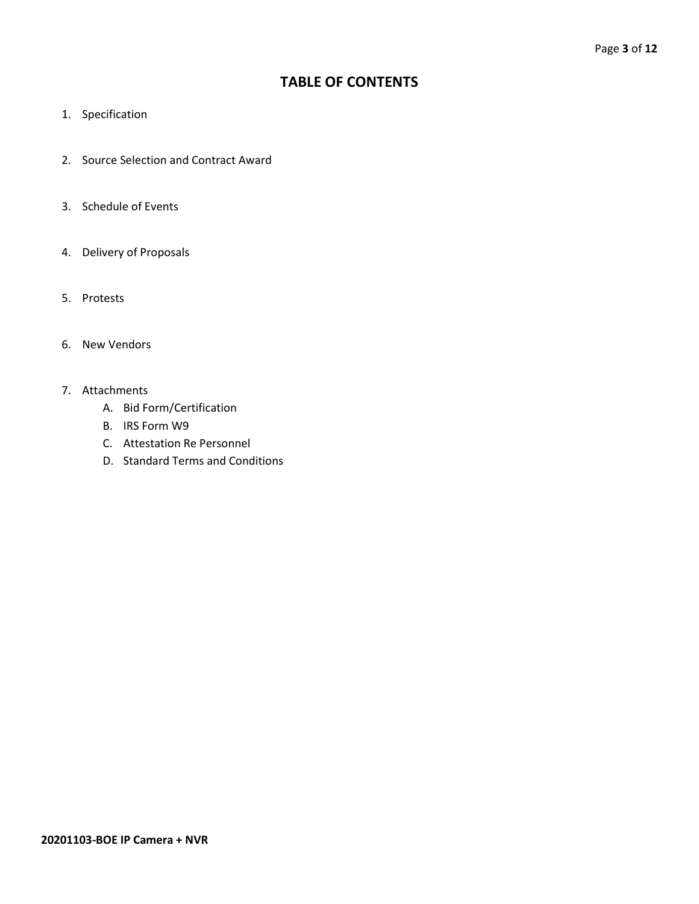# TABLE OF CONTENTS

1. Specification
2. Source Selection and Contract Award
3. Schedule of Events
4. Delivery of Proposals
5. Protests
6. New Vendors
7. Attachments
   A. Bid Form/Certification
   B. IRS Form W9
   C. Attestation Re Personnel
   D. Standard Terms and Conditions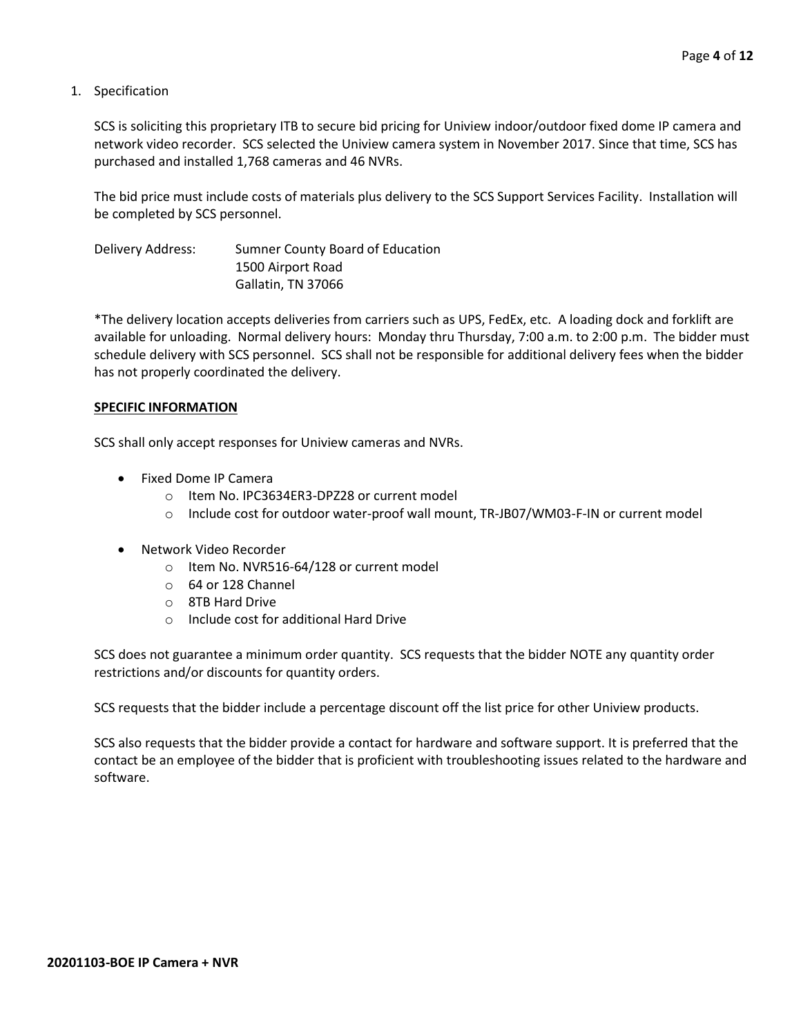1. Specification

SCS is soliciting this proprietary ITB to secure bid pricing for Uniview indoor/outdoor fixed dome IP camera and network video recorder. SCS selected the Uniview camera system in November 2017. Since that time, SCS has purchased and installed 1,768 cameras and 46 NVRs.

The bid price must include costs of materials plus delivery to the SCS Support Services Facility. Installation will be completed by SCS personnel.

Delivery Address: Sumner County Board of Education
1500 Airport Road
Gallatin, TN 37066

*The delivery location accepts deliveries from carriers such as UPS, FedEx, etc. A loading dock and forklift are available for unloading. Normal delivery hours: Monday thru Thursday, 7:00 a.m. to 2:00 p.m. The bidder must schedule delivery with SCS personnel. SCS shall not be responsible for additional delivery fees when the bidder has not properly coordinated the delivery.

**SPECIFIC INFORMATION**

SCS shall only accept responses for Uniview cameras and NVRs.

- Fixed Dome IP Camera
    - Item No. IPC3634ER3-DPZ28 or current model
    - Include cost for outdoor water-proof wall mount, TR-JB07/WM03-F-IN or current model

- Network Video Recorder
    - Item No. NVR516-64/128 or current model
    - 64 or 128 Channel
    - 8TB Hard Drive
    - Include cost for additional Hard Drive

SCS does not guarantee a minimum order quantity. SCS requests that the bidder NOTE any quantity order restrictions and/or discounts for quantity orders.

SCS requests that the bidder include a percentage discount off the list price for other Uniview products.

SCS also requests that the bidder provide a contact for hardware and software support. It is preferred that the contact be an employee of the bidder that is proficient with troubleshooting issues related to the hardware and software.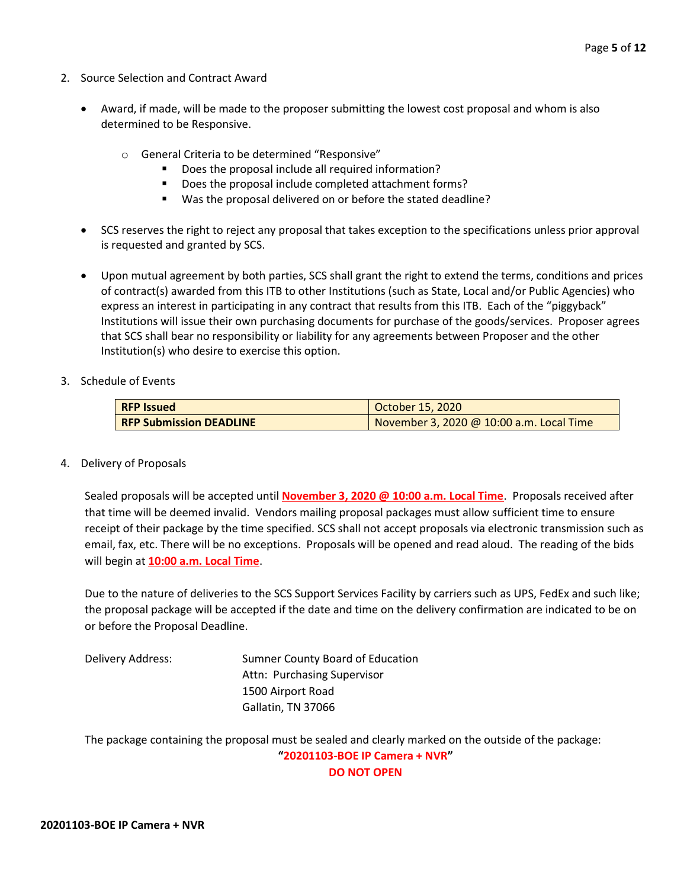2. Source Selection and Contract Award

   - Award, if made, will be made to the proposer submitting the lowest cost proposal and whom is also determined to be Responsive.

     - General Criteria to be determined "Responsive"
       - Does the proposal include all required information?
       - Does the proposal include completed attachment forms?
       - Was the proposal delivered on or before the stated deadline?

   - SCS reserves the right to reject any proposal that takes exception to the specifications unless prior approval is requested and granted by SCS.

   - Upon mutual agreement by both parties, SCS shall grant the right to extend the terms, conditions and prices of contract(s) awarded from this ITB to other Institutions (such as State, Local and/or Public Agencies) who express an interest in participating in any contract that results from this ITB. Each of the "piggyback" Institutions will issue their own purchasing documents for purchase of the goods/services. Proposer agrees that SCS shall bear no responsibility or liability for any agreements between Proposer and the other Institution(s) who desire to exercise this option.

3. Schedule of Events

| **RFP Issued** | October 15, 2020 |
|---|---|
| **RFP Submission DEADLINE** | November 3, 2020 @ 10:00 a.m. Local Time |

4. Delivery of Proposals

   Sealed proposals will be accepted until **November 3, 2020 @ 10:00 a.m. Local Time**. Proposals received after that time will be deemed invalid. Vendors mailing proposal packages must allow sufficient time to ensure receipt of their package by the time specified. SCS shall not accept proposals via electronic transmission such as email, fax, etc. There will be no exceptions. Proposals will be opened and read aloud. The reading of the bids will begin at **10:00 a.m. Local Time**.

   Due to the nature of deliveries to the SCS Support Services Facility by carriers such as UPS, FedEx and such like; the proposal package will be accepted if the date and time on the delivery confirmation are indicated to be on or before the Proposal Deadline.

   Delivery Address: Sumner County Board of Education
   Attn: Purchasing Supervisor
   1500 Airport Road
   Gallatin, TN 37066

   The package containing the proposal must be sealed and clearly marked on the outside of the package:

   **"20201103-BOE IP Camera + NVR"**

   **DO NOT OPEN**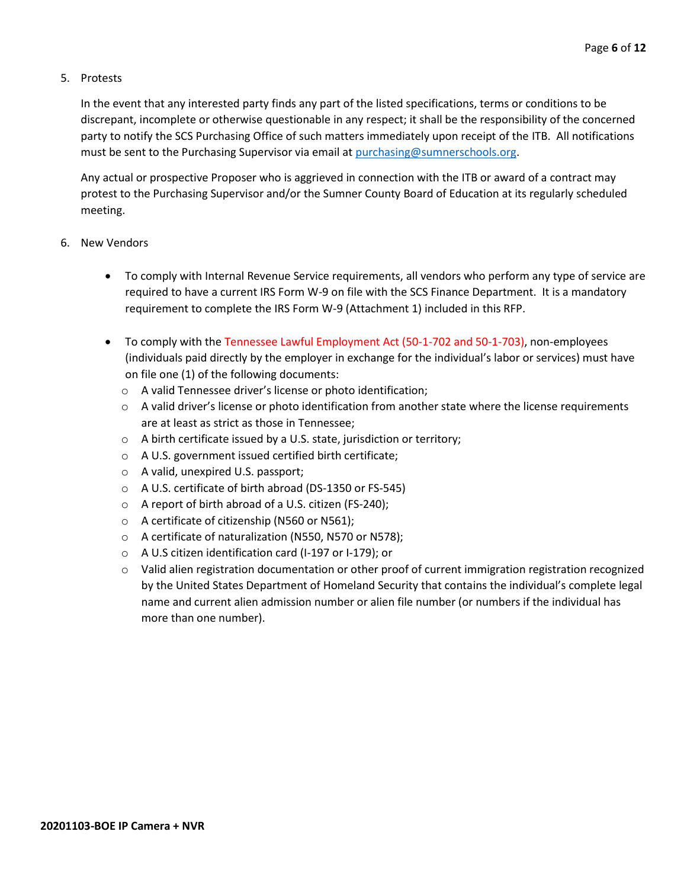5. Protests

   In the event that any interested party finds any part of the listed specifications, terms or conditions to be discrepant, incomplete or otherwise questionable in any respect; it shall be the responsibility of the concerned party to notify the SCS Purchasing Office of such matters immediately upon receipt of the ITB. All notifications must be sent to the Purchasing Supervisor via email at [purchasing@sumnerschools.org](mailto:purchasing@sumnerschools.org).

   Any actual or prospective Proposer who is aggrieved in connection with the ITB or award of a contract may protest to the Purchasing Supervisor and/or the Sumner County Board of Education at its regularly scheduled meeting.

6. New Vendors

   - To comply with Internal Revenue Service requirements, all vendors who perform any type of service are required to have a current IRS Form W-9 on file with the SCS Finance Department. It is a mandatory requirement to complete the IRS Form W-9 (Attachment 1) included in this RFP.

   - To comply with the Tennessee Lawful Employment Act (50-1-702 and 50-1-703), non-employees (individuals paid directly by the employer in exchange for the individual's labor or services) must have on file one (1) of the following documents:
     - A valid Tennessee driver's license or photo identification;
     - A valid driver's license or photo identification from another state where the license requirements are at least as strict as those in Tennessee;
     - A birth certificate issued by a U.S. state, jurisdiction or territory;
     - A U.S. government issued certified birth certificate;
     - A valid, unexpired U.S. passport;
     - A U.S. certificate of birth abroad (DS-1350 or FS-545)
     - A report of birth abroad of a U.S. citizen (FS-240);
     - A certificate of citizenship (N560 or N561);
     - A certificate of naturalization (N550, N570 or N578);
     - A U.S citizen identification card (I-197 or I-179); or
     - Valid alien registration documentation or other proof of current immigration registration recognized by the United States Department of Homeland Security that contains the individual's complete legal name and current alien admission number or alien file number (or numbers if the individual has more than one number).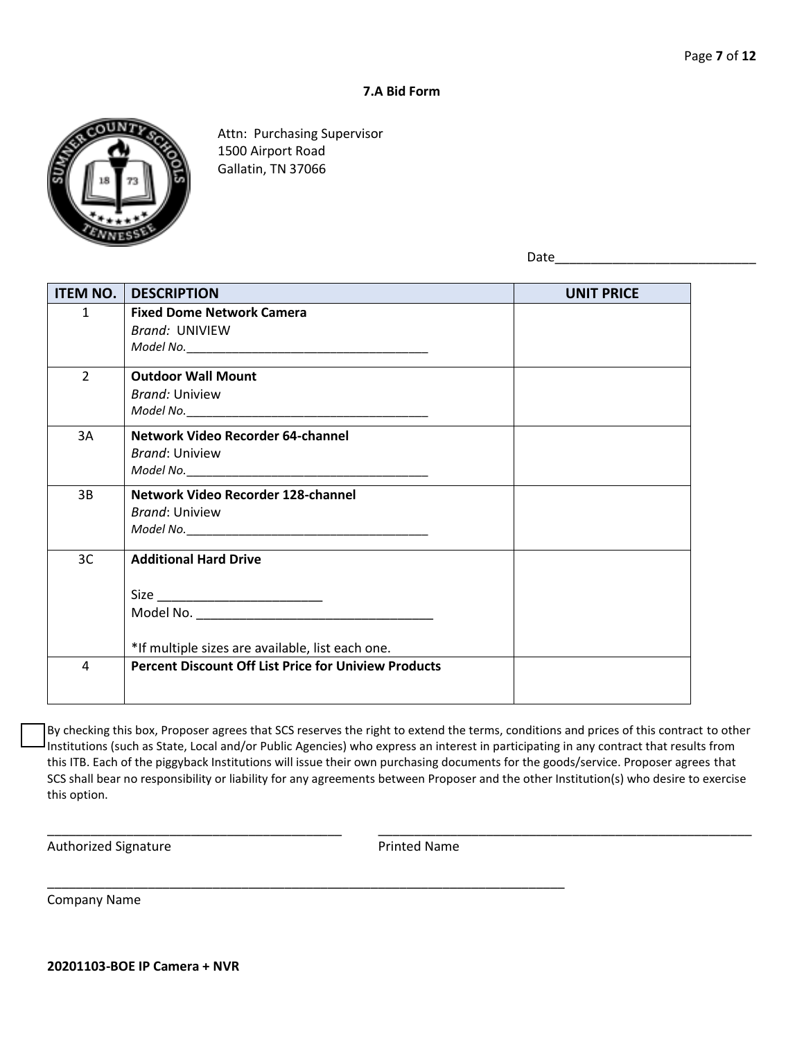**7.A Bid Form**

Attn: Purchasing Supervisor
1500 Airport Road
Gallatin, TN 37066

Date_____________________________

| ITEM NO. | DESCRIPTION | UNIT PRICE |
|---|---|---|
| 1 | **Fixed Dome Network Camera**<br>*Brand:* UNIVIEW<br>*Model No.*_____________________________________ | |
| 2 | **Outdoor Wall Mount**<br>*Brand:* Uniview<br>*Model No.*_____________________________________ | |
| 3A | **Network Video Recorder 64-channel**<br>*Brand*: Uniview<br>*Model No.*_____________________________________ | |
| 3B | **Network Video Recorder 128-channel**<br>*Brand*: Uniview<br>*Model No.*_____________________________________ | |
| 3C | **Additional Hard Drive**<br><br>Size _______________________<br>Model No. _________________________________<br><br>*If multiple sizes are available, list each one. | |
| 4 | **Percent Discount Off List Price for Uniview Products** | |

☐ By checking this box, Proposer agrees that SCS reserves the right to extend the terms, conditions and prices of this contract to other Institutions (such as State, Local and/or Public Agencies) who express an interest in participating in any contract that results from this ITB. Each of the piggyback Institutions will issue their own purchasing documents for the goods/service. Proposer agrees that SCS shall bear no responsibility or liability for any agreements between Proposer and the other Institution(s) who desire to exercise this option.

___________________________________________ ___________________________________________
Authorized Signature Printed Name

___________________________________________________________________________
Company Name

**20201103-BOE IP Camera + NVR**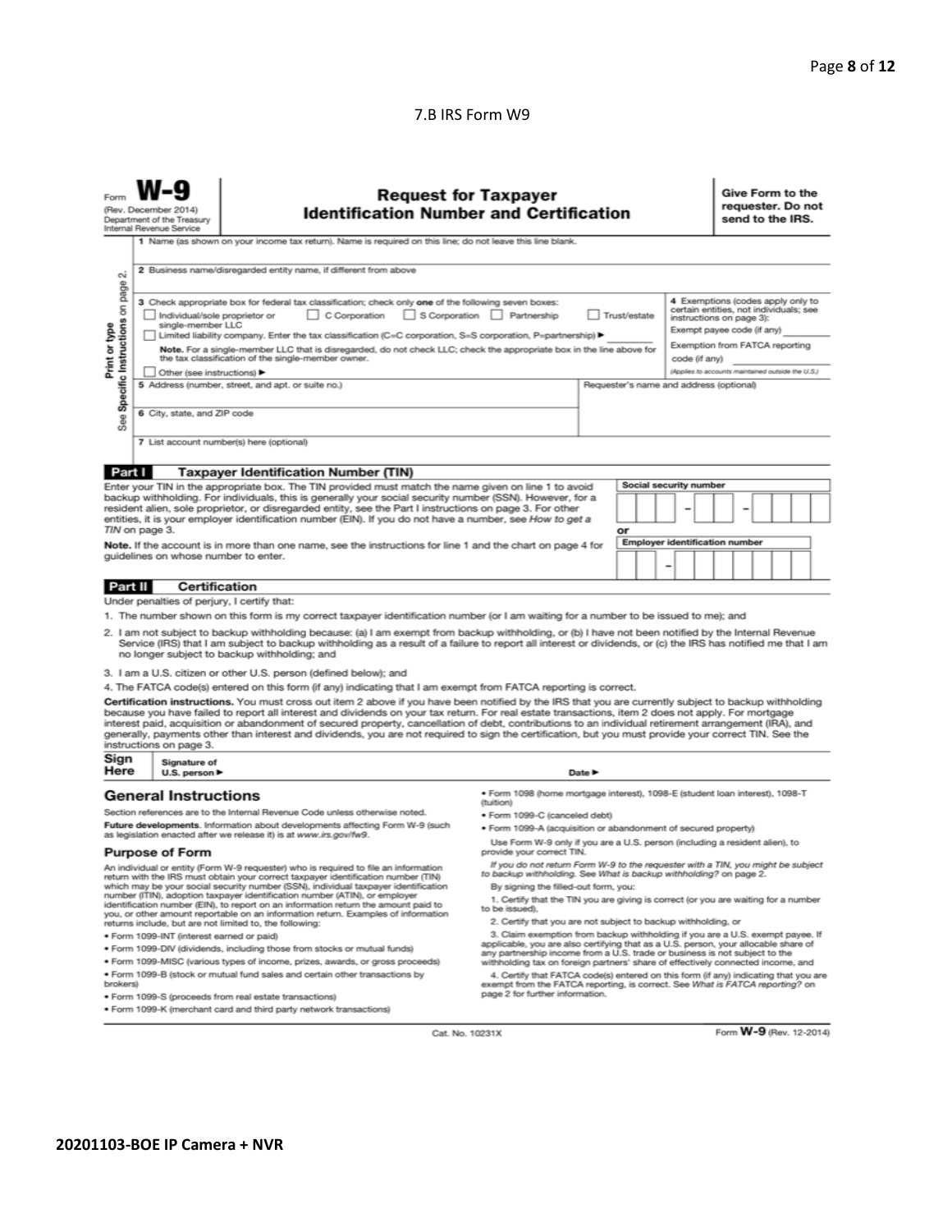7.B IRS Form W9

Form **W-9**
(Rev. December 2014)
Department of the Treasury
Internal Revenue Service

# Request for Taxpayer Identification Number and Certification

**Give Form to the requester. Do not send to the IRS.**

Print or type
See **Specific Instructions** on page 2.

1 Name (as shown on your income tax return). Name is required on this line; do not leave this line blank.

2 Business name/disregarded entity name, if different from above

3 Check appropriate box for federal tax classification; check only **one** of the following seven boxes:

☐ Individual/sole proprietor or single-member LLC ☐ C Corporation ☐ S Corporation ☐ Partnership ☐ Trust/estate

☐ Limited liability company. Enter the tax classification (C=C corporation, S=S corporation, P=partnership) ► ________

**Note.** For a single-member LLC that is disregarded, do not check LLC; check the appropriate box in the line above for the tax classification of the single-member owner.

☐ Other (see instructions) ►

4 Exemptions (codes apply only to certain entities, not individuals; see instructions on page 3):

Exempt payee code (if any) ________

Exemption from FATCA reporting code (if any) ________

*(Applies to accounts maintained outside the U.S.)*

5 Address (number, street, and apt. or suite no.)

Requester's name and address (optional)

6 City, state, and ZIP code

7 List account number(s) here (optional)

## Part I Taxpayer Identification Number (TIN)

Enter your TIN in the appropriate box. The TIN provided must match the name given on line 1 to avoid backup withholding. For individuals, this is generally your social security number (SSN). However, for a resident alien, sole proprietor, or disregarded entity, see the Part I instructions on page 3. For other entities, it is your employer identification number (EIN). If you do not have a number, see *How to get a TIN* on page 3.

**Note.** If the account is in more than one name, see the instructions for line 1 and the chart on page 4 for guidelines on whose number to enter.

**Social security number**

[ ][ ][ ] – [ ][ ] – [ ][ ][ ][ ]

or

**Employer identification number**

[ ][ ] – [ ][ ][ ][ ][ ][ ][ ]

## Part II Certification

Under penalties of perjury, I certify that:

1. The number shown on this form is my correct taxpayer identification number (or I am waiting for a number to be issued to me); and
2. I am not subject to backup withholding because: (a) I am exempt from backup withholding, or (b) I have not been notified by the Internal Revenue Service (IRS) that I am subject to backup withholding as a result of a failure to report all interest or dividends, or (c) the IRS has notified me that I am no longer subject to backup withholding; and
3. I am a U.S. citizen or other U.S. person (defined below); and
4. The FATCA code(s) entered on this form (if any) indicating that I am exempt from FATCA reporting is correct.

**Certification instructions.** You must cross out item 2 above if you have been notified by the IRS that you are currently subject to backup withholding because you have failed to report all interest and dividends on your tax return. For real estate transactions, item 2 does not apply. For mortgage interest paid, acquisition or abandonment of secured property, cancellation of debt, contributions to an individual retirement arrangement (IRA), and generally, payments other than interest and dividends, you are not required to sign the certification, but you must provide your correct TIN. See the instructions on page 3.

**Sign Here** Signature of U.S. person ► Date ►

## General Instructions

Section references are to the Internal Revenue Code unless otherwise noted.

**Future developments.** Information about developments affecting Form W-9 (such as legislation enacted after we release it) is at *www.irs.gov/fw9*.

### Purpose of Form

An individual or entity (Form W-9 requester) who is required to file an information return with the IRS must obtain your correct taxpayer identification number (TIN) which may be your social security number (SSN), individual taxpayer identification number (ITIN), adoption taxpayer identification number (ATIN), or employer identification number (EIN), to report on an information return the amount paid to you, or other amount reportable on an information return. Examples of information returns include, but are not limited to, the following:

- Form 1099-INT (interest earned or paid)
- Form 1099-DIV (dividends, including those from stocks or mutual funds)
- Form 1099-MISC (various types of income, prizes, awards, or gross proceeds)
- Form 1099-B (stock or mutual fund sales and certain other transactions by brokers)
- Form 1099-S (proceeds from real estate transactions)
- Form 1099-K (merchant card and third party network transactions)
- Form 1098 (home mortgage interest), 1098-E (student loan interest), 1098-T (tuition)
- Form 1099-C (canceled debt)
- Form 1099-A (acquisition or abandonment of secured property)

Use Form W-9 only if you are a U.S. person (including a resident alien), to provide your correct TIN.

*If you do not return Form W-9 to the requester with a TIN, you might be subject to backup withholding. See What is backup withholding? on page 2.*

By signing the filled-out form, you:

1. Certify that the TIN you are giving is correct (or you are waiting for a number to be issued),
2. Certify that you are not subject to backup withholding, or
3. Claim exemption from backup withholding if you are a U.S. exempt payee. If applicable, you are also certifying that as a U.S. person, your allocable share of any partnership income from a U.S. trade or business is not subject to the withholding tax on foreign partners' share of effectively connected income, and
4. Certify that FATCA code(s) entered on this form (if any) indicating that you are exempt from the FATCA reporting, is correct. See *What is FATCA reporting?* on page 2 for further information.

Cat. No. 10231X Form **W-9** (Rev. 12-2014)

**20201103-BOE IP Camera + NVR**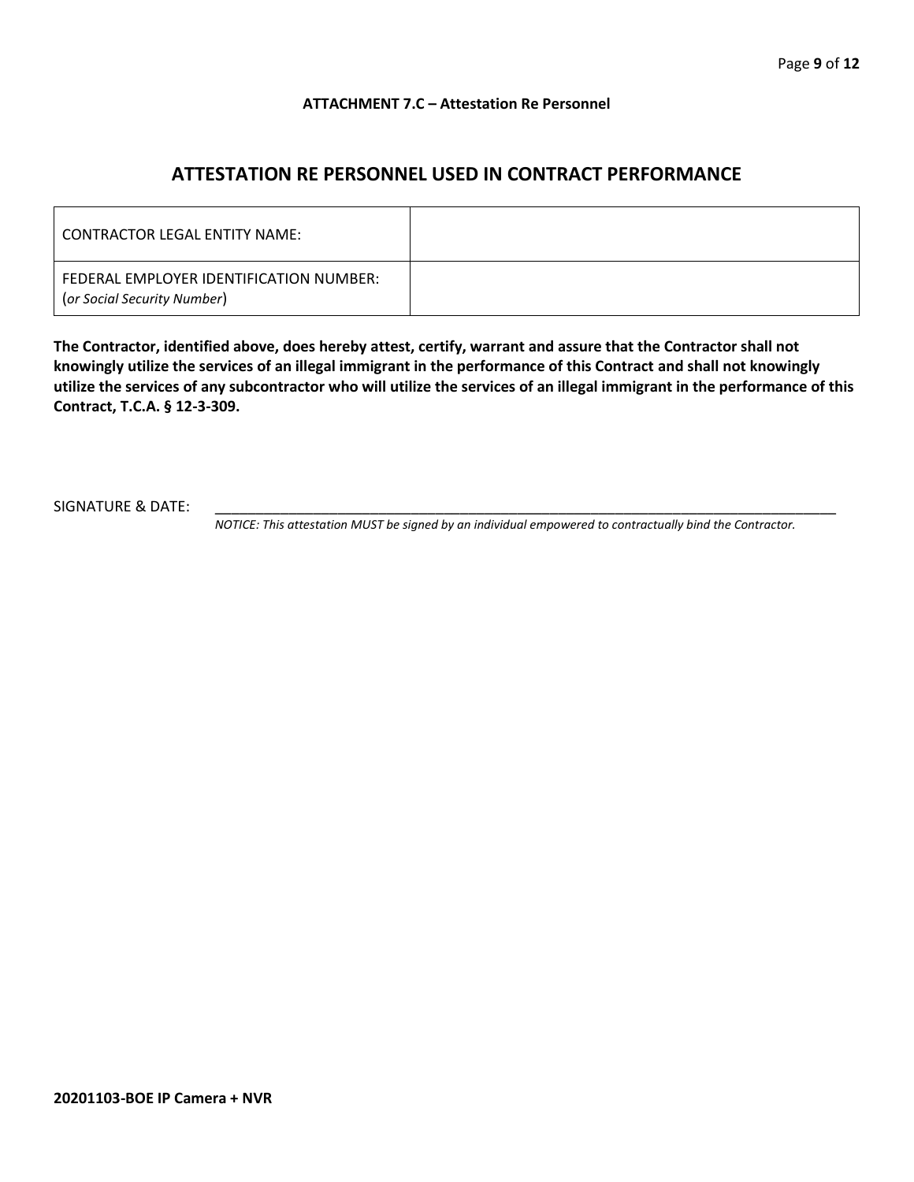**ATTACHMENT 7.C – Attestation Re Personnel**

## ATTESTATION RE PERSONNEL USED IN CONTRACT PERFORMANCE

| CONTRACTOR LEGAL ENTITY NAME: | |
|---|---|
| FEDERAL EMPLOYER IDENTIFICATION NUMBER: (*or Social Security Number*) | |

**The Contractor, identified above, does hereby attest, certify, warrant and assure that the Contractor shall not knowingly utilize the services of an illegal immigrant in the performance of this Contract and shall not knowingly utilize the services of any subcontractor who will utilize the services of an illegal immigrant in the performance of this Contract, T.C.A. § 12-3-309.**

SIGNATURE & DATE: ___________________________________________________________________________________

*NOTICE: This attestation MUST be signed by an individual empowered to contractually bind the Contractor.*

**20201103-BOE IP Camera + NVR**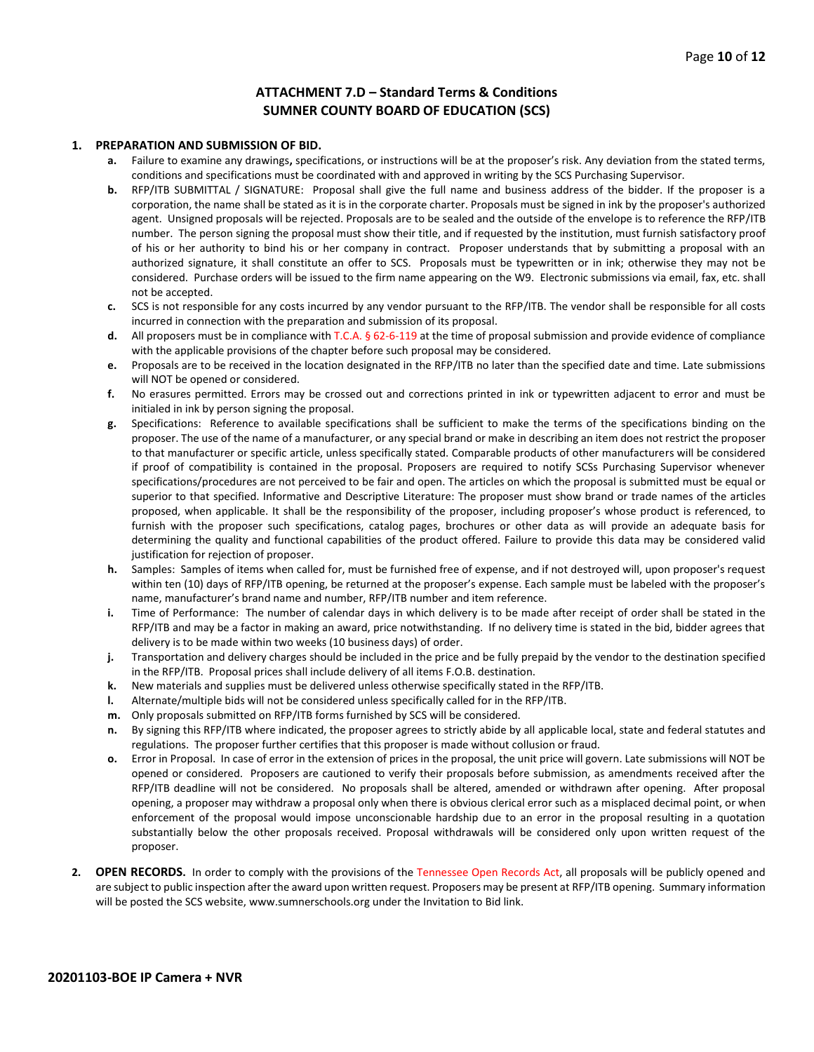# ATTACHMENT 7.D – Standard Terms & Conditions
# SUMNER COUNTY BOARD OF EDUCATION (SCS)

1. **PREPARATION AND SUBMISSION OF BID.**
   - **a.** Failure to examine any drawings**,** specifications, or instructions will be at the proposer's risk. Any deviation from the stated terms, conditions and specifications must be coordinated with and approved in writing by the SCS Purchasing Supervisor.
   - **b.** RFP/ITB SUBMITTAL / SIGNATURE: Proposal shall give the full name and business address of the bidder. If the proposer is a corporation, the name shall be stated as it is in the corporate charter. Proposals must be signed in ink by the proposer's authorized agent. Unsigned proposals will be rejected. Proposals are to be sealed and the outside of the envelope is to reference the RFP/ITB number. The person signing the proposal must show their title, and if requested by the institution, must furnish satisfactory proof of his or her authority to bind his or her company in contract. Proposer understands that by submitting a proposal with an authorized signature, it shall constitute an offer to SCS. Proposals must be typewritten or in ink; otherwise they may not be considered. Purchase orders will be issued to the firm name appearing on the W9. Electronic submissions via email, fax, etc. shall not be accepted.
   - **c.** SCS is not responsible for any costs incurred by any vendor pursuant to the RFP/ITB. The vendor shall be responsible for all costs incurred in connection with the preparation and submission of its proposal.
   - **d.** All proposers must be in compliance with T.C.A. § 62-6-119 at the time of proposal submission and provide evidence of compliance with the applicable provisions of the chapter before such proposal may be considered.
   - **e.** Proposals are to be received in the location designated in the RFP/ITB no later than the specified date and time. Late submissions will NOT be opened or considered.
   - **f.** No erasures permitted. Errors may be crossed out and corrections printed in ink or typewritten adjacent to error and must be initialed in ink by person signing the proposal.
   - **g.** Specifications: Reference to available specifications shall be sufficient to make the terms of the specifications binding on the proposer. The use of the name of a manufacturer, or any special brand or make in describing an item does not restrict the proposer to that manufacturer or specific article, unless specifically stated. Comparable products of other manufacturers will be considered if proof of compatibility is contained in the proposal. Proposers are required to notify SCSs Purchasing Supervisor whenever specifications/procedures are not perceived to be fair and open. The articles on which the proposal is submitted must be equal or superior to that specified. Informative and Descriptive Literature: The proposer must show brand or trade names of the articles proposed, when applicable. It shall be the responsibility of the proposer, including proposer's whose product is referenced, to furnish with the proposer such specifications, catalog pages, brochures or other data as will provide an adequate basis for determining the quality and functional capabilities of the product offered. Failure to provide this data may be considered valid justification for rejection of proposer.
   - **h.** Samples: Samples of items when called for, must be furnished free of expense, and if not destroyed will, upon proposer's request within ten (10) days of RFP/ITB opening, be returned at the proposer's expense. Each sample must be labeled with the proposer's name, manufacturer's brand name and number, RFP/ITB number and item reference.
   - **i.** Time of Performance: The number of calendar days in which delivery is to be made after receipt of order shall be stated in the RFP/ITB and may be a factor in making an award, price notwithstanding. If no delivery time is stated in the bid, bidder agrees that delivery is to be made within two weeks (10 business days) of order.
   - **j.** Transportation and delivery charges should be included in the price and be fully prepaid by the vendor to the destination specified in the RFP/ITB. Proposal prices shall include delivery of all items F.O.B. destination.
   - **k.** New materials and supplies must be delivered unless otherwise specifically stated in the RFP/ITB.
   - **l.** Alternate/multiple bids will not be considered unless specifically called for in the RFP/ITB.
   - **m.** Only proposals submitted on RFP/ITB forms furnished by SCS will be considered.
   - **n.** By signing this RFP/ITB where indicated, the proposer agrees to strictly abide by all applicable local, state and federal statutes and regulations. The proposer further certifies that this proposer is made without collusion or fraud.
   - **o.** Error in Proposal. In case of error in the extension of prices in the proposal, the unit price will govern. Late submissions will NOT be opened or considered. Proposers are cautioned to verify their proposals before submission, as amendments received after the RFP/ITB deadline will not be considered. No proposals shall be altered, amended or withdrawn after opening. After proposal opening, a proposer may withdraw a proposal only when there is obvious clerical error such as a misplaced decimal point, or when enforcement of the proposal would impose unconscionable hardship due to an error in the proposal resulting in a quotation substantially below the other proposals received. Proposal withdrawals will be considered only upon written request of the proposer.

2. **OPEN RECORDS.** In order to comply with the provisions of the Tennessee Open Records Act, all proposals will be publicly opened and are subject to public inspection after the award upon written request. Proposers may be present at RFP/ITB opening. Summary information will be posted the SCS website, www.sumnerschools.org under the Invitation to Bid link.

**20201103-BOE IP Camera + NVR**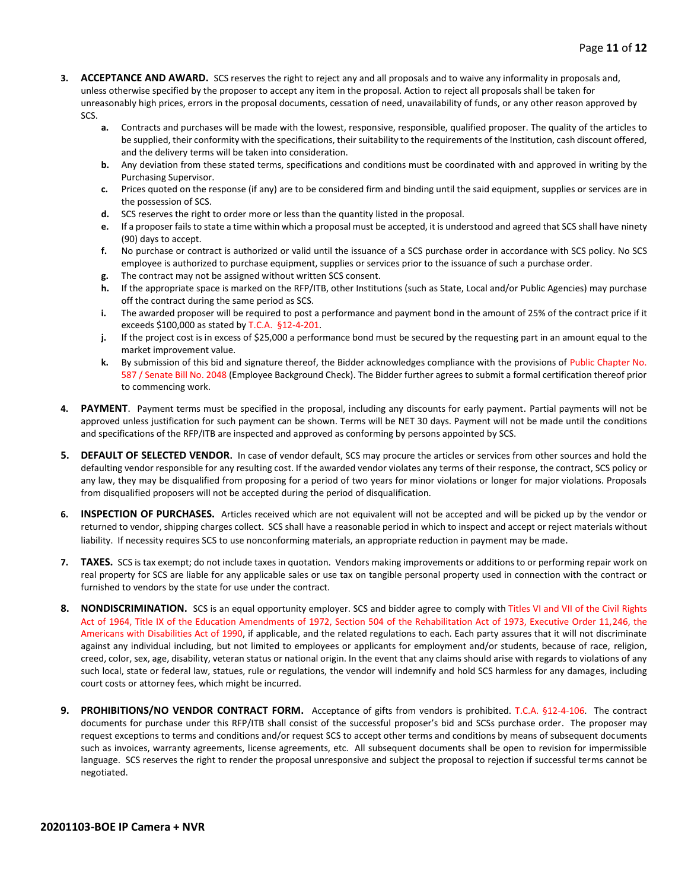3. **ACCEPTANCE AND AWARD.** SCS reserves the right to reject any and all proposals and to waive any informality in proposals and, unless otherwise specified by the proposer to accept any item in the proposal. Action to reject all proposals shall be taken for unreasonably high prices, errors in the proposal documents, cessation of need, unavailability of funds, or any other reason approved by SCS.
   a. Contracts and purchases will be made with the lowest, responsive, responsible, qualified proposer. The quality of the articles to be supplied, their conformity with the specifications, their suitability to the requirements of the Institution, cash discount offered, and the delivery terms will be taken into consideration.
   b. Any deviation from these stated terms, specifications and conditions must be coordinated with and approved in writing by the Purchasing Supervisor.
   c. Prices quoted on the response (if any) are to be considered firm and binding until the said equipment, supplies or services are in the possession of SCS.
   d. SCS reserves the right to order more or less than the quantity listed in the proposal.
   e. If a proposer fails to state a time within which a proposal must be accepted, it is understood and agreed that SCS shall have ninety (90) days to accept.
   f. No purchase or contract is authorized or valid until the issuance of a SCS purchase order in accordance with SCS policy. No SCS employee is authorized to purchase equipment, supplies or services prior to the issuance of such a purchase order.
   g. The contract may not be assigned without written SCS consent.
   h. If the appropriate space is marked on the RFP/ITB, other Institutions (such as State, Local and/or Public Agencies) may purchase off the contract during the same period as SCS.
   i. The awarded proposer will be required to post a performance and payment bond in the amount of 25% of the contract price if it exceeds $100,000 as stated by T.C.A. §12-4-201.
   j. If the project cost is in excess of $25,000 a performance bond must be secured by the requesting part in an amount equal to the market improvement value.
   k. By submission of this bid and signature thereof, the Bidder acknowledges compliance with the provisions of Public Chapter No. 587 / Senate Bill No. 2048 (Employee Background Check). The Bidder further agrees to submit a formal certification thereof prior to commencing work.

4. **PAYMENT**. Payment terms must be specified in the proposal, including any discounts for early payment. Partial payments will not be approved unless justification for such payment can be shown. Terms will be NET 30 days. Payment will not be made until the conditions and specifications of the RFP/ITB are inspected and approved as conforming by persons appointed by SCS.

5. **DEFAULT OF SELECTED VENDOR.** In case of vendor default, SCS may procure the articles or services from other sources and hold the defaulting vendor responsible for any resulting cost. If the awarded vendor violates any terms of their response, the contract, SCS policy or any law, they may be disqualified from proposing for a period of two years for minor violations or longer for major violations. Proposals from disqualified proposers will not be accepted during the period of disqualification.

6. **INSPECTION OF PURCHASES.** Articles received which are not equivalent will not be accepted and will be picked up by the vendor or returned to vendor, shipping charges collect. SCS shall have a reasonable period in which to inspect and accept or reject materials without liability. If necessity requires SCS to use nonconforming materials, an appropriate reduction in payment may be made.

7. **TAXES.** SCS is tax exempt; do not include taxes in quotation. Vendors making improvements or additions to or performing repair work on real property for SCS are liable for any applicable sales or use tax on tangible personal property used in connection with the contract or furnished to vendors by the state for use under the contract.

8. **NONDISCRIMINATION.** SCS is an equal opportunity employer. SCS and bidder agree to comply with Titles VI and VII of the Civil Rights Act of 1964, Title IX of the Education Amendments of 1972, Section 504 of the Rehabilitation Act of 1973, Executive Order 11,246, the Americans with Disabilities Act of 1990, if applicable, and the related regulations to each. Each party assures that it will not discriminate against any individual including, but not limited to employees or applicants for employment and/or students, because of race, religion, creed, color, sex, age, disability, veteran status or national origin. In the event that any claims should arise with regards to violations of any such local, state or federal law, statues, rule or regulations, the vendor will indemnify and hold SCS harmless for any damages, including court costs or attorney fees, which might be incurred.

9. **PROHIBITIONS/NO VENDOR CONTRACT FORM.** Acceptance of gifts from vendors is prohibited. T.C.A. §12-4-106. The contract documents for purchase under this RFP/ITB shall consist of the successful proposer's bid and SCSs purchase order. The proposer may request exceptions to terms and conditions and/or request SCS to accept other terms and conditions by means of subsequent documents such as invoices, warranty agreements, license agreements, etc. All subsequent documents shall be open to revision for impermissible language. SCS reserves the right to render the proposal unresponsive and subject the proposal to rejection if successful terms cannot be negotiated.

**20201103-BOE IP Camera + NVR**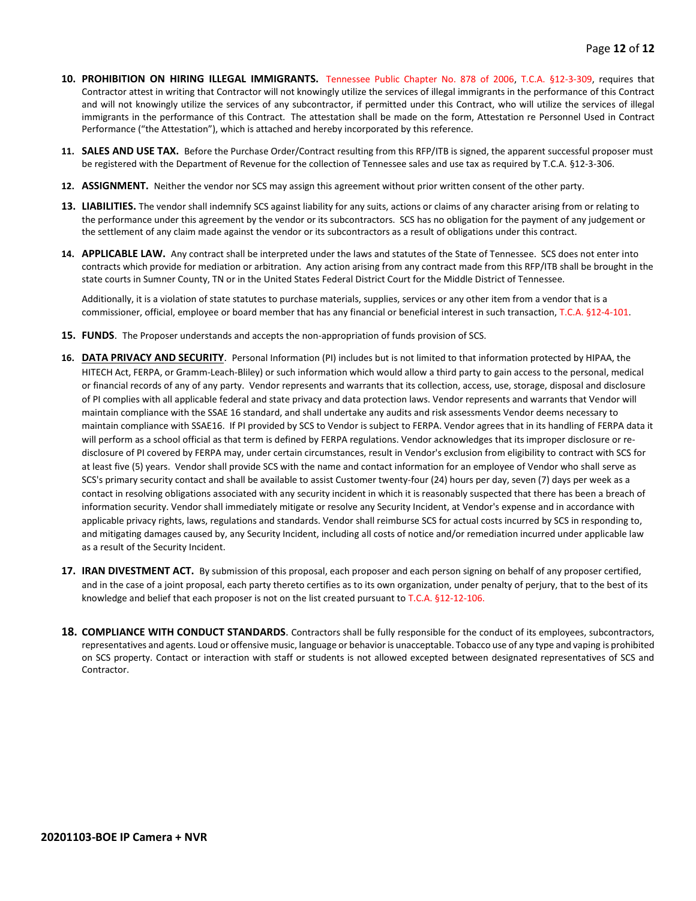10. **PROHIBITION ON HIRING ILLEGAL IMMIGRANTS.** Tennessee Public Chapter No. 878 of 2006, T.C.A. §12-3-309, requires that Contractor attest in writing that Contractor will not knowingly utilize the services of illegal immigrants in the performance of this Contract and will not knowingly utilize the services of any subcontractor, if permitted under this Contract, who will utilize the services of illegal immigrants in the performance of this Contract. The attestation shall be made on the form, Attestation re Personnel Used in Contract Performance ("the Attestation"), which is attached and hereby incorporated by this reference.

11. **SALES AND USE TAX.** Before the Purchase Order/Contract resulting from this RFP/ITB is signed, the apparent successful proposer must be registered with the Department of Revenue for the collection of Tennessee sales and use tax as required by T.C.A. §12-3-306.

12. **ASSIGNMENT.** Neither the vendor nor SCS may assign this agreement without prior written consent of the other party.

13. **LIABILITIES.** The vendor shall indemnify SCS against liability for any suits, actions or claims of any character arising from or relating to the performance under this agreement by the vendor or its subcontractors. SCS has no obligation for the payment of any judgement or the settlement of any claim made against the vendor or its subcontractors as a result of obligations under this contract.

14. **APPLICABLE LAW.** Any contract shall be interpreted under the laws and statutes of the State of Tennessee. SCS does not enter into contracts which provide for mediation or arbitration. Any action arising from any contract made from this RFP/ITB shall be brought in the state courts in Sumner County, TN or in the United States Federal District Court for the Middle District of Tennessee.

    Additionally, it is a violation of state statutes to purchase materials, supplies, services or any other item from a vendor that is a commissioner, official, employee or board member that has any financial or beneficial interest in such transaction, T.C.A. §12-4-101.

15. **FUNDS**. The Proposer understands and accepts the non-appropriation of funds provision of SCS.

16. **DATA PRIVACY AND SECURITY**. Personal Information (PI) includes but is not limited to that information protected by HIPAA, the HITECH Act, FERPA, or Gramm-Leach-Bliley) or such information which would allow a third party to gain access to the personal, medical or financial records of any of any party. Vendor represents and warrants that its collection, access, use, storage, disposal and disclosure of PI complies with all applicable federal and state privacy and data protection laws. Vendor represents and warrants that Vendor will maintain compliance with the SSAE 16 standard, and shall undertake any audits and risk assessments Vendor deems necessary to maintain compliance with SSAE16. If PI provided by SCS to Vendor is subject to FERPA. Vendor agrees that in its handling of FERPA data it will perform as a school official as that term is defined by FERPA regulations. Vendor acknowledges that its improper disclosure or re-disclosure of PI covered by FERPA may, under certain circumstances, result in Vendor's exclusion from eligibility to contract with SCS for at least five (5) years. Vendor shall provide SCS with the name and contact information for an employee of Vendor who shall serve as SCS's primary security contact and shall be available to assist Customer twenty-four (24) hours per day, seven (7) days per week as a contact in resolving obligations associated with any security incident in which it is reasonably suspected that there has been a breach of information security. Vendor shall immediately mitigate or resolve any Security Incident, at Vendor's expense and in accordance with applicable privacy rights, laws, regulations and standards. Vendor shall reimburse SCS for actual costs incurred by SCS in responding to, and mitigating damages caused by, any Security Incident, including all costs of notice and/or remediation incurred under applicable law as a result of the Security Incident.

17. **IRAN DIVESTMENT ACT.** By submission of this proposal, each proposer and each person signing on behalf of any proposer certified, and in the case of a joint proposal, each party thereto certifies as to its own organization, under penalty of perjury, that to the best of its knowledge and belief that each proposer is not on the list created pursuant to T.C.A. §12-12-106.

18. **COMPLIANCE WITH CONDUCT STANDARDS**. Contractors shall be fully responsible for the conduct of its employees, subcontractors, representatives and agents. Loud or offensive music, language or behavior is unacceptable. Tobacco use of any type and vaping is prohibited on SCS property. Contact or interaction with staff or students is not allowed excepted between designated representatives of SCS and Contractor.

**20201103-BOE IP Camera + NVR**